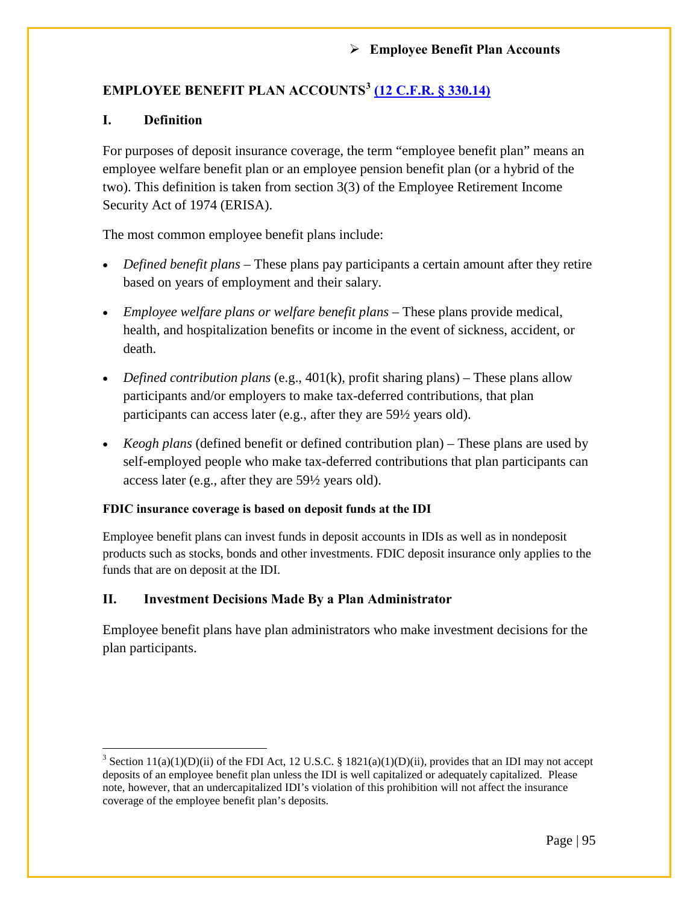# EMPLOYEE BENEFIT PLAN ACCOUNTS[3] [(12 C.F.R. § 330.14)](#)

## I. Definition

For purposes of deposit insurance coverage, the term "employee benefit plan" means an employee welfare benefit plan or an employee pension benefit plan (or a hybrid of the two). This definition is taken from section 3(3) of the Employee Retirement Income Security Act of 1974 (ERISA).

The most common employee benefit plans include:

- *Defined benefit plans* – These plans pay participants a certain amount after they retire based on years of employment and their salary.
- *Employee welfare plans or welfare benefit plans* – These plans provide medical, health, and hospitalization benefits or income in the event of sickness, accident, or death.
- *Defined contribution plans* (e.g., 401(k), profit sharing plans) – These plans allow participants and/or employers to make tax-deferred contributions, that plan participants can access later (e.g., after they are 59½ years old).
- *Keogh plans* (defined benefit or defined contribution plan) – These plans are used by self-employed people who make tax-deferred contributions that plan participants can access later (e.g., after they are 59½ years old).

**FDIC insurance coverage is based on deposit funds at the IDI**

Employee benefit plans can invest funds in deposit accounts in IDIs as well as in nondeposit products such as stocks, bonds and other investments. FDIC deposit insurance only applies to the funds that are on deposit at the IDI.

## II. Investment Decisions Made By a Plan Administrator

Employee benefit plans have plan administrators who make investment decisions for the plan participants.

---

[3] Section 11(a)(1)(D)(ii) of the FDI Act, 12 U.S.C. § 1821(a)(1)(D)(ii), provides that an IDI may not accept deposits of an employee benefit plan unless the IDI is well capitalized or adequately capitalized. Please note, however, that an undercapitalized IDI's violation of this prohibition will not affect the insurance coverage of the employee benefit plan's deposits.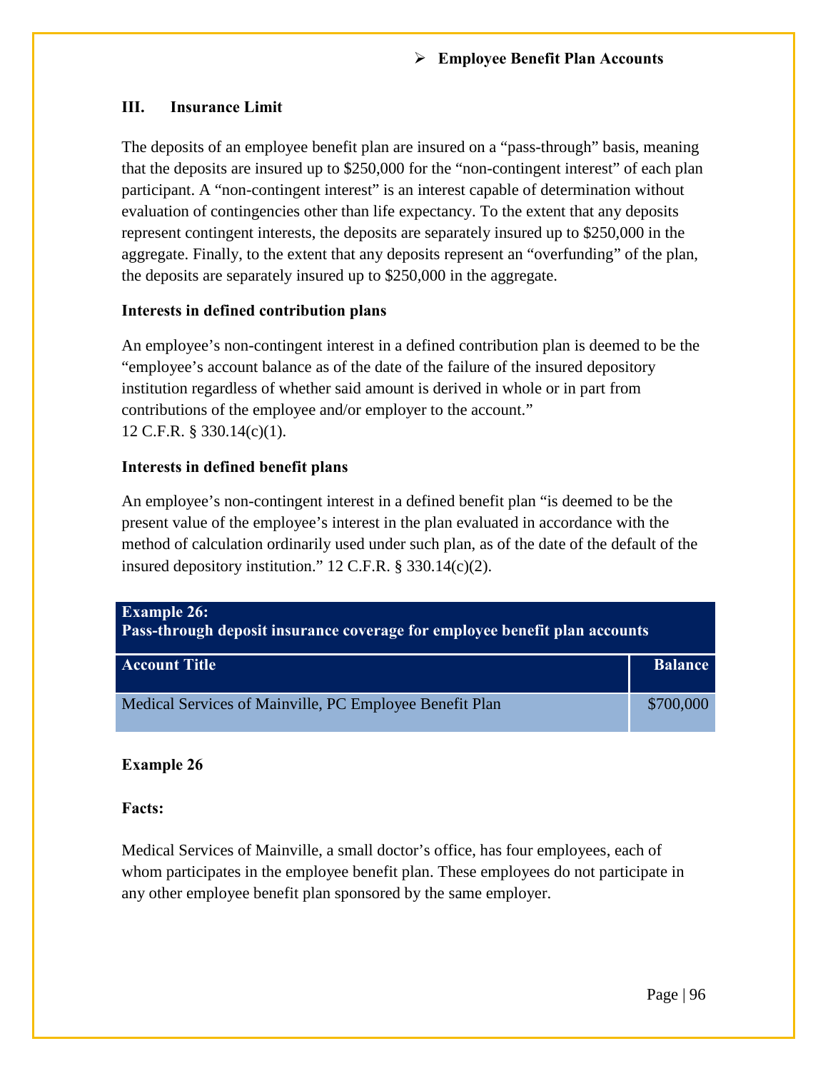- **Employee Benefit Plan Accounts**

## III. Insurance Limit

The deposits of an employee benefit plan are insured on a "pass-through" basis, meaning that the deposits are insured up to $250,000 for the "non-contingent interest" of each plan participant. A "non-contingent interest" is an interest capable of determination without evaluation of contingencies other than life expectancy. To the extent that any deposits represent contingent interests, the deposits are separately insured up to $250,000 in the aggregate. Finally, to the extent that any deposits represent an "overfunding" of the plan, the deposits are separately insured up to $250,000 in the aggregate.

### Interests in defined contribution plans

An employee's non-contingent interest in a defined contribution plan is deemed to be the "employee's account balance as of the date of the failure of the insured depository institution regardless of whether said amount is derived in whole or in part from contributions of the employee and/or employer to the account." 12 C.F.R. § 330.14(c)(1).

### Interests in defined benefit plans

An employee's non-contingent interest in a defined benefit plan "is deemed to be the present value of the employee's interest in the plan evaluated in accordance with the method of calculation ordinarily used under such plan, as of the date of the default of the insured depository institution." 12 C.F.R. § 330.14(c)(2).

**Example 26:**
**Pass-through deposit insurance coverage for employee benefit plan accounts**

| Account Title | Balance |
|---|---|
| Medical Services of Mainville, PC Employee Benefit Plan | $700,000 |

**Example 26**

**Facts:**

Medical Services of Mainville, a small doctor's office, has four employees, each of whom participates in the employee benefit plan. These employees do not participate in any other employee benefit plan sponsored by the same employer.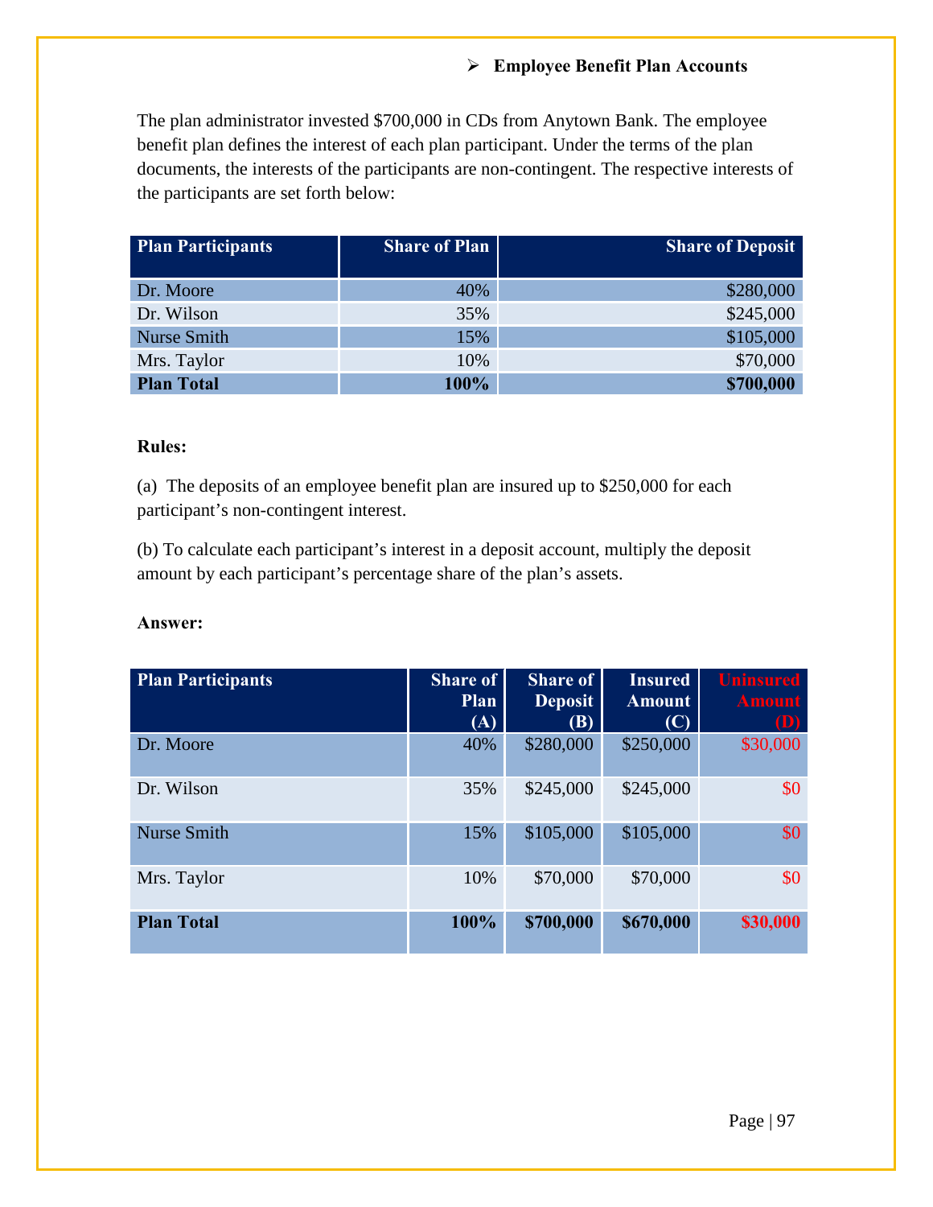- **Employee Benefit Plan Accounts**

The plan administrator invested $700,000 in CDs from Anytown Bank. The employee benefit plan defines the interest of each plan participant. Under the terms of the plan documents, the interests of the participants are non-contingent. The respective interests of the participants are set forth below:

| Plan Participants | Share of Plan | Share of Deposit |
|---|---|---|
| Dr. Moore | 40% | $280,000 |
| Dr. Wilson | 35% | $245,000 |
| Nurse Smith | 15% | $105,000 |
| Mrs. Taylor | 10% | $70,000 |
| **Plan Total** | **100%** | **$700,000** |

**Rules:**

(a) The deposits of an employee benefit plan are insured up to $250,000 for each participant's non-contingent interest.

(b) To calculate each participant's interest in a deposit account, multiply the deposit amount by each participant's percentage share of the plan's assets.

**Answer:**

| Plan Participants | Share of Plan (A) | Share of Deposit (B) | Insured Amount (C) | Uninsured Amount (D) |
|---|---|---|---|---|
| Dr. Moore | 40% | $280,000 | $250,000 | $30,000 |
| Dr. Wilson | 35% | $245,000 | $245,000 | $0 |
| Nurse Smith | 15% | $105,000 | $105,000 | $0 |
| Mrs. Taylor | 10% | $70,000 | $70,000 | $0 |
| **Plan Total** | **100%** | **$700,000** | **$670,000** | **$30,000** |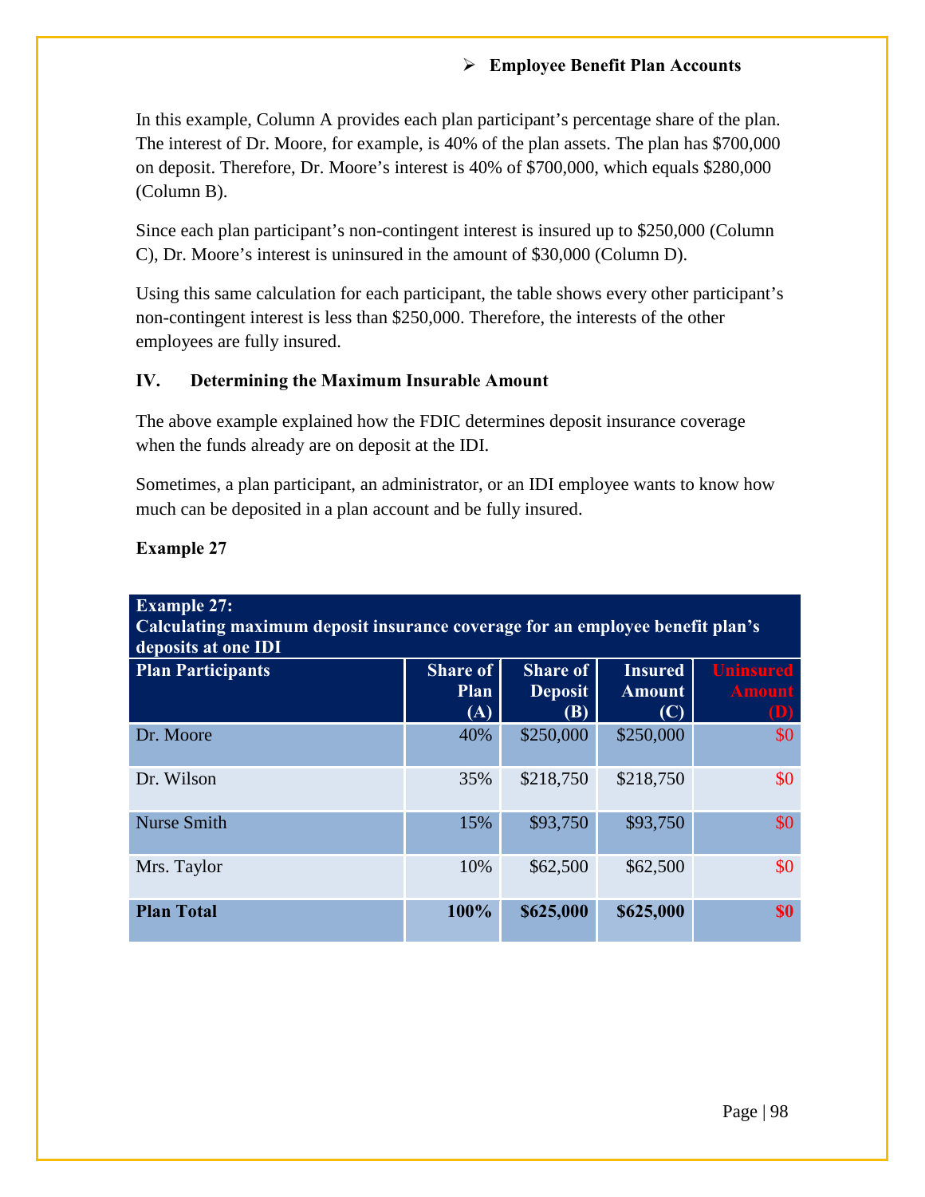➢ **Employee Benefit Plan Accounts**

In this example, Column A provides each plan participant's percentage share of the plan. The interest of Dr. Moore, for example, is 40% of the plan assets. The plan has $700,000 on deposit. Therefore, Dr. Moore's interest is 40% of $700,000, which equals $280,000 (Column B).

Since each plan participant's non-contingent interest is insured up to $250,000 (Column C), Dr. Moore's interest is uninsured in the amount of $30,000 (Column D).

Using this same calculation for each participant, the table shows every other participant's non-contingent interest is less than $250,000. Therefore, the interests of the other employees are fully insured.

## IV. Determining the Maximum Insurable Amount

The above example explained how the FDIC determines deposit insurance coverage when the funds already are on deposit at the IDI.

Sometimes, a plan participant, an administrator, or an IDI employee wants to know how much can be deposited in a plan account and be fully insured.

**Example 27**

**Example 27: Calculating maximum deposit insurance coverage for an employee benefit plan's deposits at one IDI**

| Plan Participants | Share of Plan (A) | Share of Deposit (B) | Insured Amount (C) | Uninsured Amount (D) |
|---|---|---|---|---|
| Dr. Moore | 40% | $250,000 | $250,000 | $0 |
| Dr. Wilson | 35% | $218,750 | $218,750 | $0 |
| Nurse Smith | 15% | $93,750 | $93,750 | $0 |
| Mrs. Taylor | 10% | $62,500 | $62,500 | $0 |
| **Plan Total** | **100%** | **$625,000** | **$625,000** | **$0** |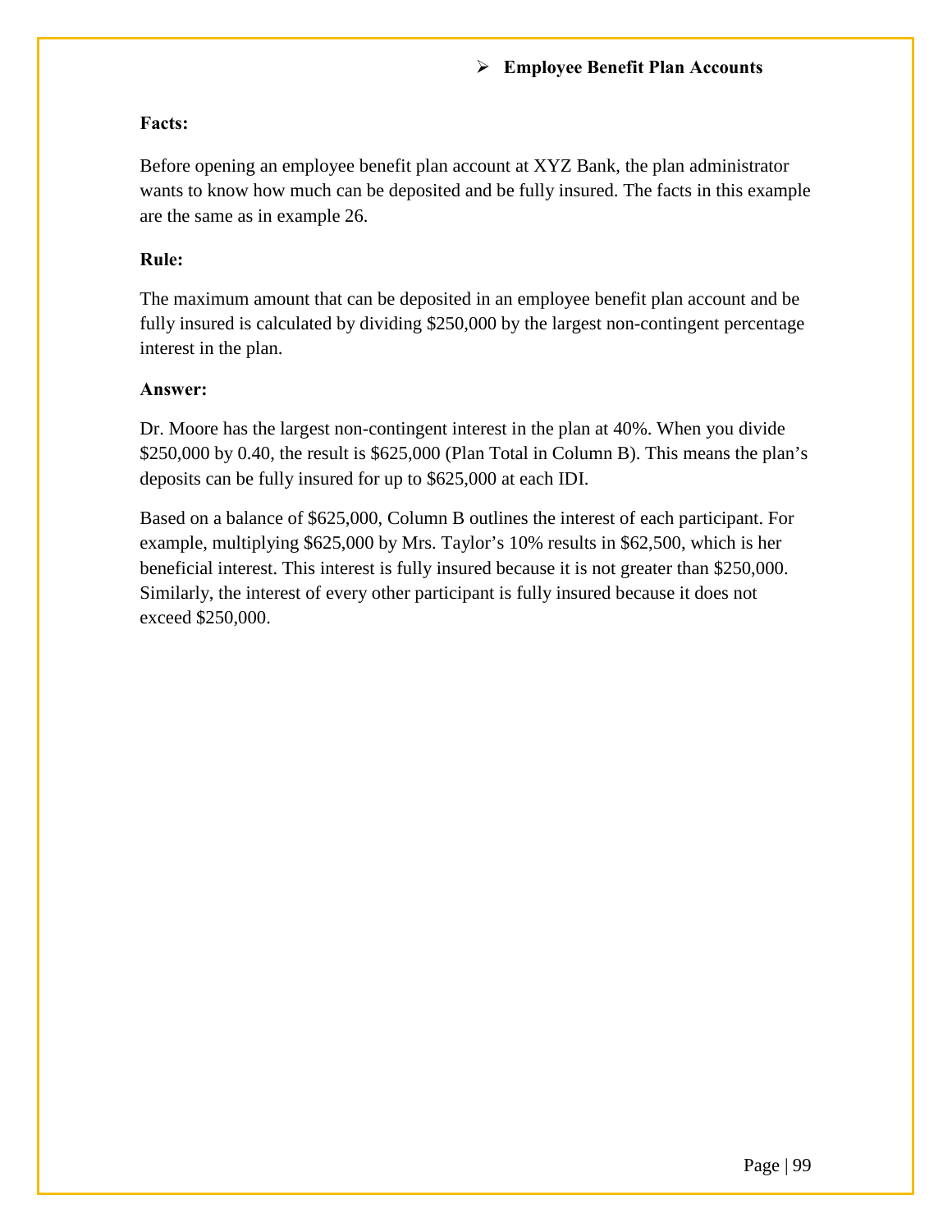- **Employee Benefit Plan Accounts**

**Facts:**

Before opening an employee benefit plan account at XYZ Bank, the plan administrator wants to know how much can be deposited and be fully insured. The facts in this example are the same as in example 26.

**Rule:**

The maximum amount that can be deposited in an employee benefit plan account and be fully insured is calculated by dividing $250,000 by the largest non-contingent percentage interest in the plan.

**Answer:**

Dr. Moore has the largest non-contingent interest in the plan at 40%. When you divide $250,000 by 0.40, the result is $625,000 (Plan Total in Column B). This means the plan's deposits can be fully insured for up to $625,000 at each IDI.

Based on a balance of $625,000, Column B outlines the interest of each participant. For example, multiplying $625,000 by Mrs. Taylor's 10% results in $62,500, which is her beneficial interest. This interest is fully insured because it is not greater than $250,000. Similarly, the interest of every other participant is fully insured because it does not exceed $250,000.